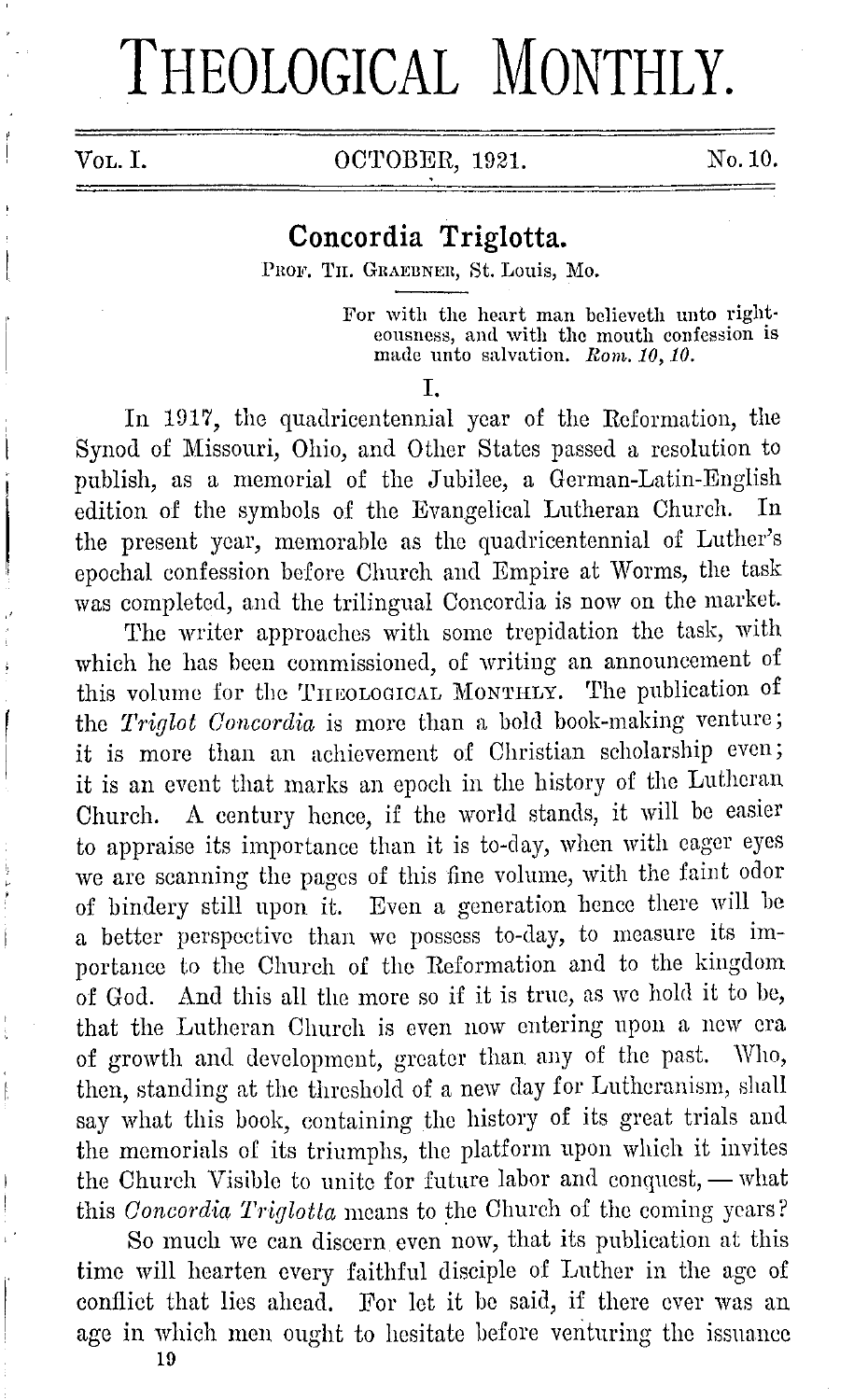# THEOLOGICAL MONTHLY.

Vol. I. OCTOBER, 1921. No. 10.

## Concordia Triglotta.

Prof. Th. Graebner, St. Louis, Mo.

> For with the heart man believeth unto righteousness, and with the mouth confession is made unto salvation. *Rom. 10, 10.*

### I.

In 1917, the quadricentennial year of the Reformation, the Synod of Missouri, Ohio, and Other States passed a resolution to publish, as a memorial of the Jubilee, a German-Latin-English edition of the symbols of the Evangelical Lutheran Church. In the present year, memorable as the quadricentennial of Luther's epochal confession before Church and Empire at Worms, the task was completed, and the trilingual Concordia is now on the market.

The writer approaches with some trepidation the task, with which he has been commissioned, of writing an announcement of this volume for the Theological Monthly. The publication of the *Triglot Concordia* is more than a bold book-making venture; it is more than an achievement of Christian scholarship even; it is an event that marks an epoch in the history of the Lutheran Church. A century hence, if the world stands, it will be easier to appraise its importance than it is to-day, when with eager eyes we are scanning the pages of this fine volume, with the faint odor of bindery still upon it. Even a generation hence there will be a better perspective than we possess to-day, to measure its importance to the Church of the Reformation and to the kingdom of God. And this all the more so if it is true, as we hold it to be, that the Lutheran Church is even now entering upon a new era of growth and development, greater than any of the past. Who, then, standing at the threshold of a new day for Lutheranism, shall say what this book, containing the history of its great trials and the memorials of its triumphs, the platform upon which it invites the Church Visible to unite for future labor and conquest, — what this *Concordia Triglotta* means to the Church of the coming years?

So much we can discern even now, that its publication at this time will hearten every faithful disciple of Luther in the age of conflict that lies ahead. For let it be said, if there ever was an age in which men ought to hesitate before venturing the issuance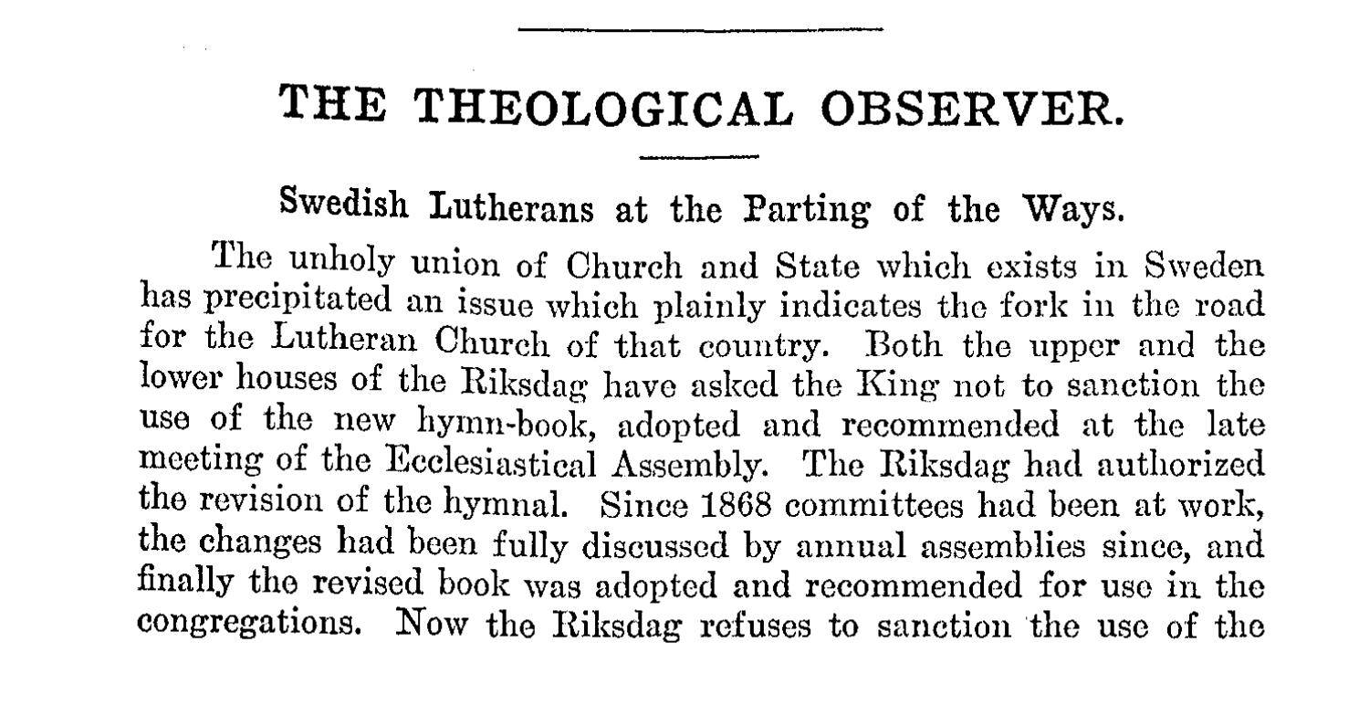# THE THEOLOGICAL OBSERVER.

## Swedish Lutherans at the Parting of the Ways.

The unholy union of Church and State which exists in Sweden has precipitated an issue which plainly indicates the fork in the road for the Lutheran Church of that country. Both the upper and the lower houses of the Riksdag have asked the King not to sanction the use of the new hymn-book, adopted and recommended at the late meeting of the Ecclesiastical Assembly. The Riksdag had authorized the revision of the hymnal. Since 1868 committees had been at work, the changes had been fully discussed by annual assemblies since, and finally the revised book was adopted and recommended for use in the congregations. Now the Riksdag refuses to sanction the use of the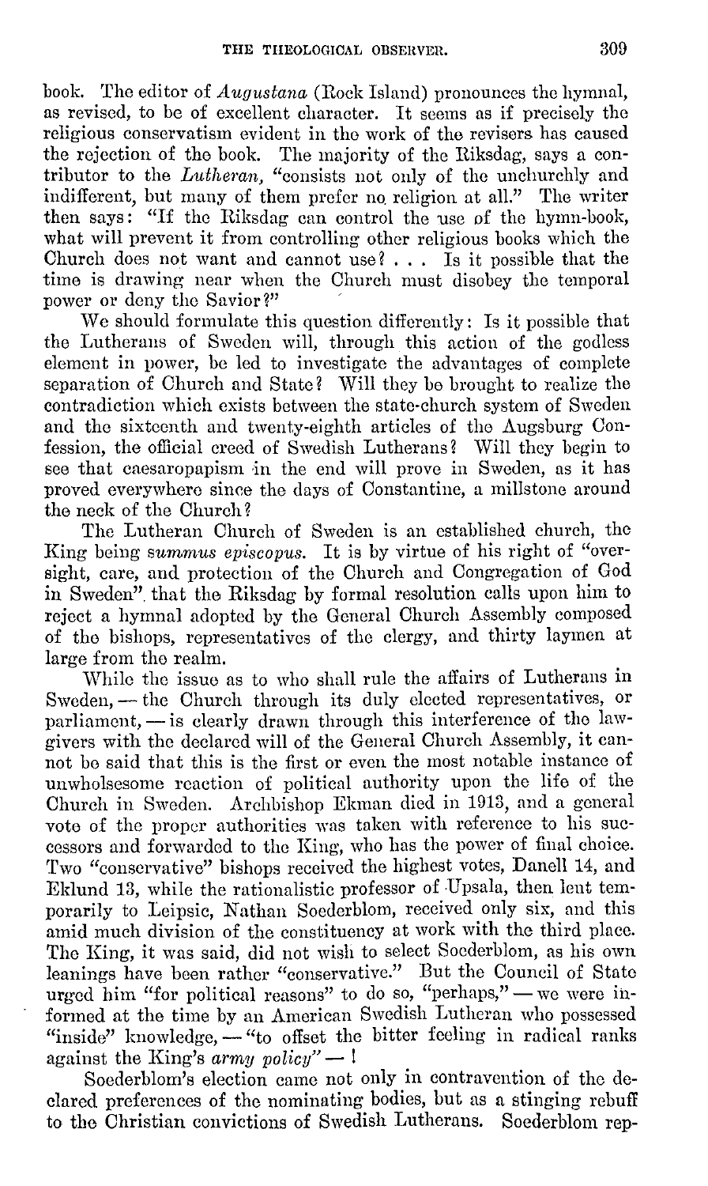book. The editor of *Augustana* (Rock Island) pronounces the hymnal, as revised, to be of excellent character. It seems as if precisely the religious conservatism evident in the work of the revisers has caused the rejection of the book. The majority of the Riksdag, says a contributor to the *Lutheran*, "consists not only of the unchurchly and indifferent, but many of them prefer no religion at all." The writer then says: "If the Riksdag can control the use of the hymn-book, what will prevent it from controlling other religious books which the Church does not want and cannot use? . . . Is it possible that the time is drawing near when the Church must disobey the temporal power or deny the Savior?"

We should formulate this question differently: Is it possible that the Lutherans of Sweden will, through this action of the godless element in power, be led to investigate the advantages of complete separation of Church and State? Will they be brought to realize the contradiction which exists between the state-church system of Sweden and the sixteenth and twenty-eighth articles of the Augsburg Confession, the official creed of Swedish Lutherans? Will they begin to see that caesaropapism in the end will prove in Sweden, as it has proved everywhere since the days of Constantine, a millstone around the neck of the Church?

The Lutheran Church of Sweden is an established church, the King being *summus episcopus*. It is by virtue of his right of "oversight, care, and protection of the Church and Congregation of God in Sweden" that the Riksdag by formal resolution calls upon him to reject a hymnal adopted by the General Church Assembly composed of the bishops, representatives of the clergy, and thirty laymen at large from the realm.

While the issue as to who shall rule the affairs of Lutherans in Sweden, — the Church through its duly elected representatives, or parliament, — is clearly drawn through this interference of the lawgivers with the declared will of the General Church Assembly, it cannot be said that this is the first or even the most notable instance of unwholesome reaction of political authority upon the life of the Church in Sweden. Archbishop Ekman died in 1913, and a general vote of the proper authorities was taken with reference to his successors and forwarded to the King, who has the power of final choice. Two "conservative" bishops received the highest votes, Danell 14, and Eklund 13, while the rationalistic professor of Upsala, then lent temporarily to Leipsic, Nathan Soederblom, received only six, and this amid much division of the constituency at work with the third place. The King, it was said, did not wish to select Soederblom, as his own leanings have been rather "conservative." But the Council of State urged him "for political reasons" to do so, "perhaps," — we were informed at the time by an American Swedish Lutheran who possessed "inside" knowledge, — "to offset the bitter feeling in radical ranks against the King's *army policy*" — !

Soederblom's election came not only in contravention of the declared preferences of the nominating bodies, but as a stinging rebuff to the Christian convictions of Swedish Lutherans. Soederblom rep-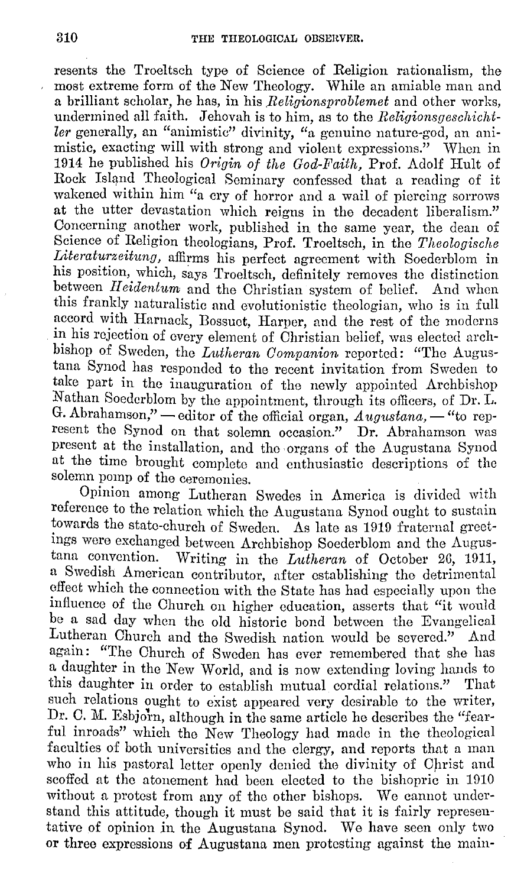resents the Troeltsch type of Science of Religion rationalism, the most extreme form of the New Theology. While an amiable man and a brilliant scholar, he has, in his *Religionsproblemet* and other works, undermined all faith. Jehovah is to him, as to the *Religionsgeschichtler* generally, an "animistic" divinity, "a genuine nature-god, an animistic, exacting will with strong and violent expressions." When in 1914 he published his *Origin of the God-Faith,* Prof. Adolf Hult of Rock Island Theological Seminary confessed that a reading of it wakened within him "a cry of horror and a wail of piercing sorrows at the utter devastation which reigns in the decadent liberalism." Concerning another work, published in the same year, the dean of Science of Religion theologians, Prof. Troeltsch, in the *Theologische Literaturzeitung,* affirms his perfect agreement with Soederblom in his position, which, says Troeltsch, definitely removes the distinction between *Heidentum* and the Christian system of belief. And when this frankly naturalistic and evolutionistic theologian, who is in full accord with Harnack, Bossuet, Harper, and the rest of the moderns in his rejection of every element of Christian belief, was elected archbishop of Sweden, the *Lutheran Companion* reported: "The Augustana Synod has responded to the recent invitation from Sweden to take part in the inauguration of the newly appointed Archbishop Nathan Soederblom by the appointment, through its officers, of Dr. L. G. Abrahamson," — editor of the official organ, *Augustana,* — "to represent the Synod on that solemn occasion." Dr. Abrahamson was present at the installation, and the organs of the Augustana Synod at the time brought complete and enthusiastic descriptions of the solemn pomp of the ceremonies.

Opinion among Lutheran Swedes in America is divided with reference to the relation which the Augustana Synod ought to sustain towards the state-church of Sweden. As late as 1919 fraternal greetings were exchanged between Archbishop Soederblom and the Augustana convention. Writing in the *Lutheran* of October 26, 1911, a Swedish American contributor, after establishing the detrimental effect which the connection with the State has had especially upon the influence of the Church on higher education, asserts that "it would be a sad day when the old historic bond between the Evangelical Lutheran Church and the Swedish nation would be severed." And again: "The Church of Sweden has ever remembered that she has a daughter in the New World, and is now extending loving hands to this daughter in order to establish mutual cordial relations." That such relations ought to exist appeared very desirable to the writer, Dr. C. M. Esbjörn, although in the same article he describes the "fearful inroads" which the New Theology had made in the theological faculties of both universities and the clergy, and reports that a man who in his pastoral letter openly denied the divinity of Christ and scoffed at the atonement had been elected to the bishopric in 1910 without a protest from any of the other bishops. We cannot understand this attitude, though it must be said that it is fairly representative of opinion in the Augustana Synod. We have seen only two or three expressions of Augustana men protesting against the main-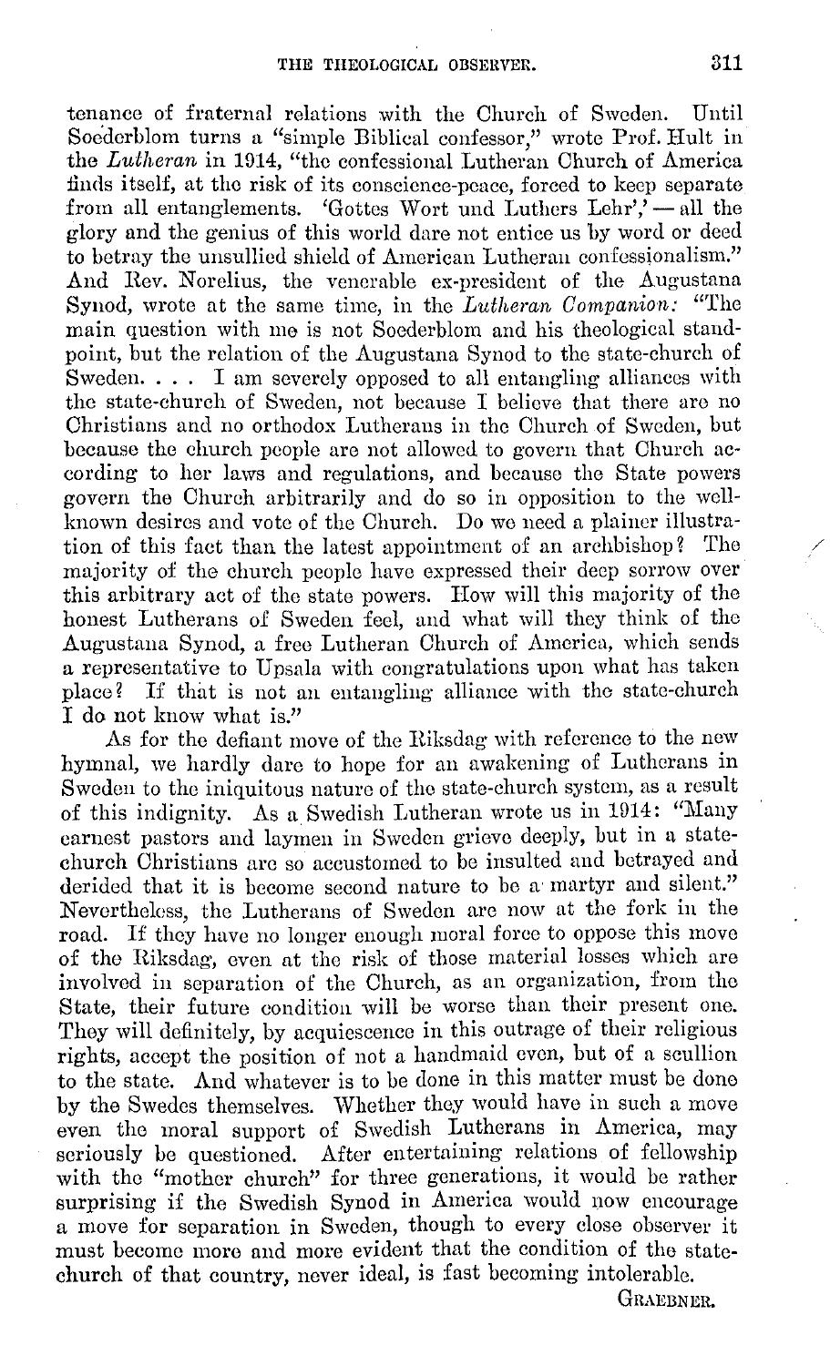tenance of fraternal relations with the Church of Sweden. Until Soederblom turns a "simple Biblical confessor," wrote Prof. Hult in the *Lutheran* in 1914, "the confessional Lutheran Church of America finds itself, at the risk of its conscience-peace, forced to keep separate from all entanglements. 'Gottes Wort und Luthers Lehr',' — all the glory and the genius of this world dare not entice us by word or deed to betray the unsullied shield of American Lutheran confessionalism." And Rev. Norelius, the venerable ex-president of the Augustana Synod, wrote at the same time, in the *Lutheran Companion:* "The main question with me is not Soederblom and his theological standpoint, but the relation of the Augustana Synod to the state-church of Sweden. . . . I am severely opposed to all entangling alliances with the state-church of Sweden, not because I believe that there are no Christians and no orthodox Lutherans in the Church of Sweden, but because the church people are not allowed to govern that Church according to her laws and regulations, and because the State powers govern the Church arbitrarily and do so in opposition to the well-known desires and vote of the Church. Do we need a plainer illustration of this fact than the latest appointment of an archbishop? The majority of the church people have expressed their deep sorrow over this arbitrary act of the state powers. How will this majority of the honest Lutherans of Sweden feel, and what will they think of the Augustana Synod, a free Lutheran Church of America, which sends a representative to Upsala with congratulations upon what has taken place? If that is not an entangling alliance with the state-church I do not know what is."

As for the defiant move of the Riksdag with reference to the new hymnal, we hardly dare to hope for an awakening of Lutherans in Sweden to the iniquitous nature of the state-church system, as a result of this indignity. As a Swedish Lutheran wrote us in 1914: "Many earnest pastors and laymen in Sweden grieve deeply, but in a state-church Christians are so accustomed to be insulted and betrayed and derided that it is become second nature to be a martyr and silent." Nevertheless, the Lutherans of Sweden are now at the fork in the road. If they have no longer enough moral force to oppose this move of the Riksdag, even at the risk of those material losses which are involved in separation of the Church, as an organization, from the State, their future condition will be worse than their present one. They will definitely, by acquiescence in this outrage of their religious rights, accept the position of not a handmaid even, but of a scullion to the state. And whatever is to be done in this matter must be done by the Swedes themselves. Whether they would have in such a move even the moral support of Swedish Lutherans in America, may seriously be questioned. After entertaining relations of fellowship with the "mother church" for three generations, it would be rather surprising if the Swedish Synod in America would now encourage a move for separation in Sweden, though to every close observer it must become more and more evident that the condition of the state-church of that country, never ideal, is fast becoming intolerable.

GRAEBNER.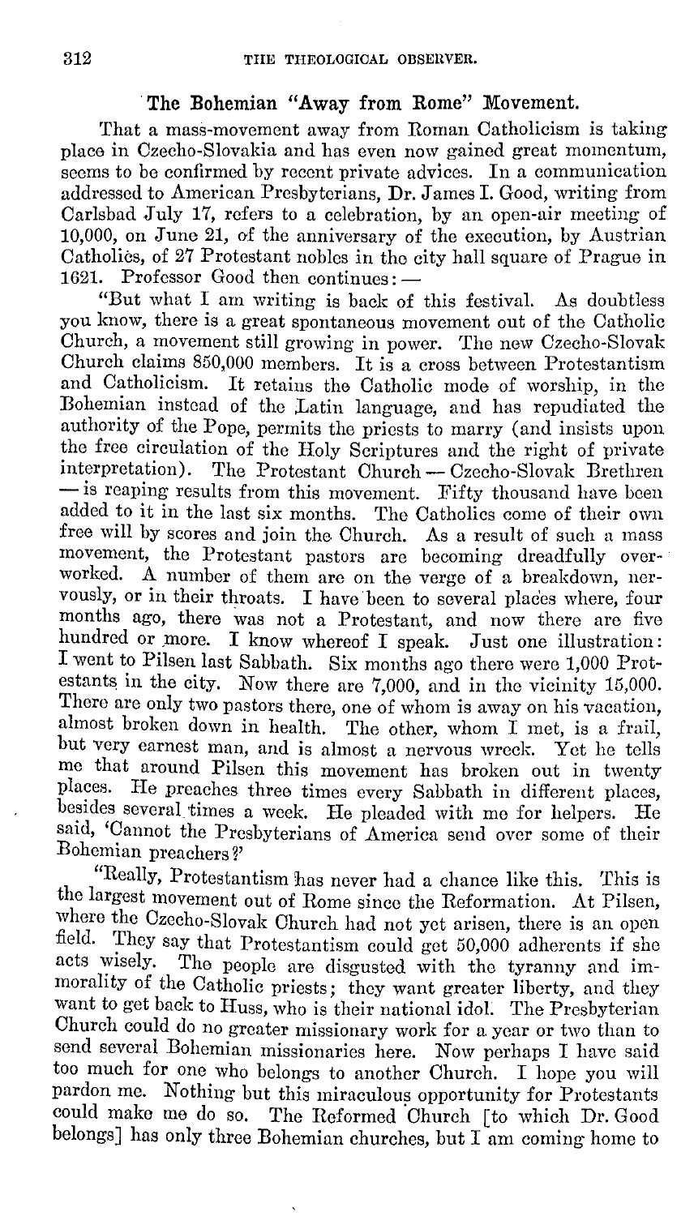## The Bohemian "Away from Rome" Movement.

That a mass-movement away from Roman Catholicism is taking place in Czecho-Slovakia and has even now gained great momentum, seems to be confirmed by recent private advices. In a communication addressed to American Presbyterians, Dr. James I. Good, writing from Carlsbad July 17, refers to a celebration, by an open-air meeting of 10,000, on June 21, of the anniversary of the execution, by Austrian Catholics, of 27 Protestant nobles in the city hall square of Prague in 1621. Professor Good then continues: —

"But what I am writing is back of this festival. As doubtless you know, there is a great spontaneous movement out of the Catholic Church, a movement still growing in power. The new Czecho-Slovak Church claims 850,000 members. It is a cross between Protestantism and Catholicism. It retains the Catholic mode of worship, in the Bohemian instead of the Latin language, and has repudiated the authority of the Pope, permits the priests to marry (and insists upon the free circulation of the Holy Scriptures and the right of private interpretation). The Protestant Church — Czecho-Slovak Brethren — is reaping results from this movement. Fifty thousand have been added to it in the last six months. The Catholics come of their own free will by scores and join the Church. As a result of such a mass movement, the Protestant pastors are becoming dreadfully overworked. A number of them are on the verge of a breakdown, nervously, or in their throats. I have been to several places where, four months ago, there was not a Protestant, and now there are five hundred or more. I know whereof I speak. Just one illustration: I went to Pilsen last Sabbath. Six months ago there were 1,000 Protestants in the city. Now there are 7,000, and in the vicinity 15,000. There are only two pastors there, one of whom is away on his vacation, almost broken down in health. The other, whom I met, is a frail, but very earnest man, and is almost a nervous wreck. Yet he tells me that around Pilsen this movement has broken out in twenty places. He preaches three times every Sabbath in different places, besides several times a week. He pleaded with me for helpers. He said, 'Cannot the Presbyterians of America send over some of their Bohemian preachers?'

"Really, Protestantism has never had a chance like this. This is the largest movement out of Rome since the Reformation. At Pilsen, where the Czecho-Slovak Church had not yet arisen, there is an open field. They say that Protestantism could get 50,000 adherents if she acts wisely. The people are disgusted with the tyranny and immorality of the Catholic priests; they want greater liberty, and they want to get back to Huss, who is their national idol. The Presbyterian Church could do no greater missionary work for a year or two than to send several Bohemian missionaries here. Now perhaps I have said too much for one who belongs to another Church. I hope you will pardon me. Nothing but this miraculous opportunity for Protestants could make me do so. The Reformed Church [to which Dr. Good belongs] has only three Bohemian churches, but I am coming home to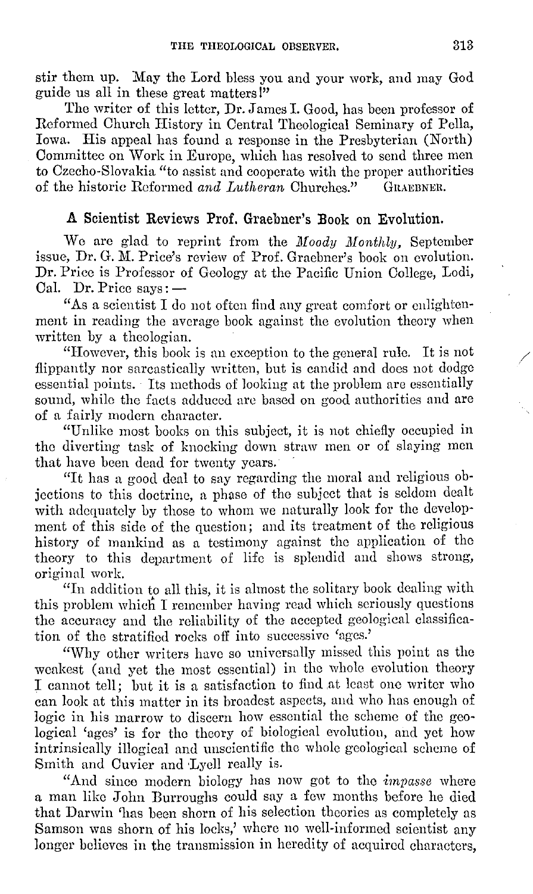stir them up. May the Lord bless you and your work, and may God guide us all in these great matters!"

The writer of this letter, Dr. James I. Good, has been professor of Reformed Church History in Central Theological Seminary of Pella, Iowa. His appeal has found a response in the Presbyterian (North) Committee on Work in Europe, which has resolved to send three men to Czecho-Slovakia "to assist and cooperate with the proper authorities of the historic Reformed *and Lutheran* Churches." GRAEBNER.

## A Scientist Reviews Prof. Graebner's Book on Evolution.

We are glad to reprint from the *Moody Monthly*, September issue, Dr. G. M. Price's review of Prof. Graebner's book on evolution. Dr. Price is Professor of Geology at the Pacific Union College, Lodi, Cal. Dr. Price says: —

"As a scientist I do not often find any great comfort or enlightenment in reading the average book against the evolution theory when written by a theologian.

"However, this book is an exception to the general rule. It is not flippantly nor sarcastically written, but is candid and does not dodge essential points. Its methods of looking at the problem are essentially sound, while the facts adduced are based on good authorities and are of a fairly modern character.

"Unlike most books on this subject, it is not chiefly occupied in the diverting task of knocking down straw men or of slaying men that have been dead for twenty years.

"It has a good deal to say regarding the moral and religious objections to this doctrine, a phase of the subject that is seldom dealt with adequately by those to whom we naturally look for the development of this side of the question; and its treatment of the religious history of mankind as a testimony against the application of the theory to this department of life is splendid and shows strong, original work.

"In addition to all this, it is almost the solitary book dealing with this problem which I remember having read which seriously questions the accuracy and the reliability of the accepted geological classification of the stratified rocks off into successive 'ages.'

"Why other writers have so universally missed this point as the weakest (and yet the most essential) in the whole evolution theory I cannot tell; but it is a satisfaction to find at least one writer who can look at this matter in its broadest aspects, and who has enough of logic in his marrow to discern how essential the scheme of the geological 'ages' is for the theory of biological evolution, and yet how intrinsically illogical and unscientific the whole geological scheme of Smith and Cuvier and Lyell really is.

"And since modern biology has now got to the *impasse* where a man like John Burroughs could say a few months before he died that Darwin 'has been shorn of his selection theories as completely as Samson was shorn of his locks,' where no well-informed scientist any longer believes in the transmission in heredity of acquired characters,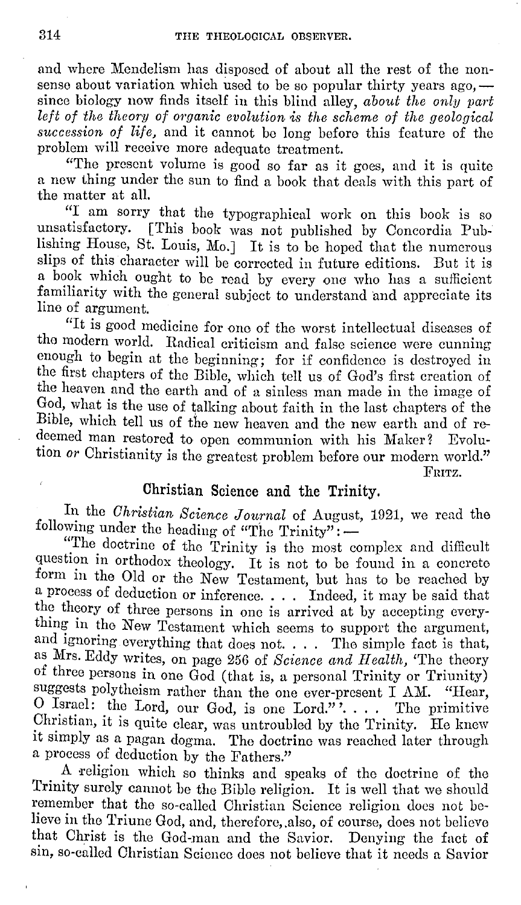and where Mendelism has disposed of about all the rest of the nonsense about variation which used to be so popular thirty years ago,— since biology now finds itself in this blind alley, *about the only part left of the theory of organic evolution is the scheme of the geological succession of life,* and it cannot be long before this feature of the problem will receive more adequate treatment.

"The present volume is good so far as it goes, and it is quite a new thing under the sun to find a book that deals with this part of the matter at all.

"I am sorry that the typographical work on this book is so unsatisfactory. [This book was not published by Concordia Publishing House, St. Louis, Mo.] It is to be hoped that the numerous slips of this character will be corrected in future editions. But it is a book which ought to be read by every one who has a sufficient familiarity with the general subject to understand and appreciate its line of argument.

"It is good medicine for one of the worst intellectual diseases of the modern world. Radical criticism and false science were cunning enough to begin at the beginning; for if confidence is destroyed in the first chapters of the Bible, which tell us of God's first creation of the heaven and the earth and of a sinless man made in the image of God, what is the use of talking about faith in the last chapters of the Bible, which tell us of the new heaven and the new earth and of redeemed man restored to open communion with his Maker? Evolution *or* Christianity is the greatest problem before our modern world."

FRITZ.

## Christian Science and the Trinity.

In the *Christian Science Journal* of August, 1921, we read the following under the heading of "The Trinity": —

"The doctrine of the Trinity is the most complex and difficult question in orthodox theology. It is not to be found in a concrete form in the Old or the New Testament, but has to be reached by a process of deduction or inference. . . . Indeed, it may be said that the theory of three persons in one is arrived at by accepting everything in the New Testament which seems to support the argument, and ignoring everything that does not. . . . The simple fact is that, as Mrs. Eddy writes, on page 256 of *Science and Health,* 'The theory of three persons in one God (that is, a personal Trinity or Triunity) suggests polytheism rather than the one ever-present I AM. "Hear, O Israel: the Lord, our God, is one Lord."' . . . The primitive Christian, it is quite clear, was untroubled by the Trinity. He knew it simply as a pagan dogma. The doctrine was reached later through a process of deduction by the Fathers."

A religion which so thinks and speaks of the doctrine of the Trinity surely cannot be the Bible religion. It is well that we should remember that the so-called Christian Science religion does not believe in the Triune God, and, therefore, also, of course, does not believe that Christ is the God-man and the Savior. Denying the fact of sin, so-called Christian Science does not believe that it needs a Savior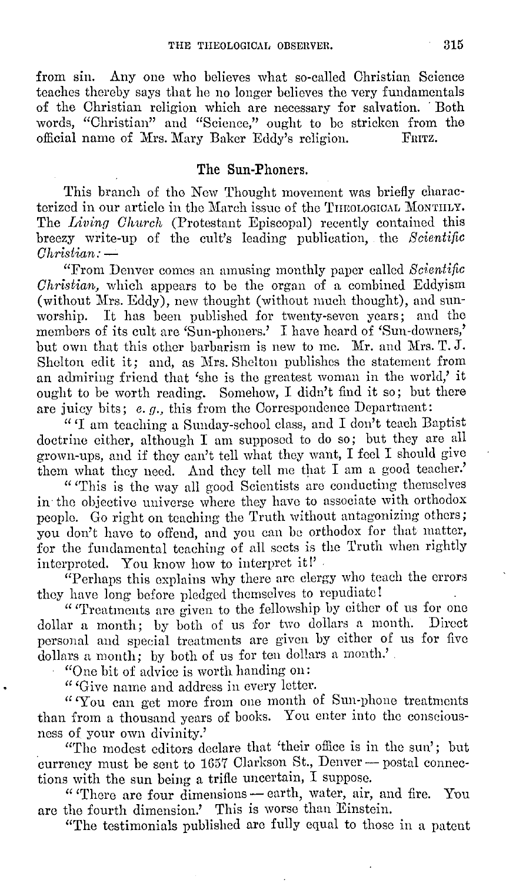from sin. Any one who believes what so-called Christian Science teaches thereby says that he no longer believes the very fundamentals of the Christian religion which are necessary for salvation. Both words, "Christian" and "Science," ought to be stricken from the official name of Mrs. Mary Baker Eddy's religion. FRITZ.

## The Sun-Phoners.

This branch of the New Thought movement was briefly characterized in our article in the March issue of the THEOLOGICAL MONTHLY. The *Living Church* (Protestant Episcopal) recently contained this breezy write-up of the cult's leading publication, the *Scientific Christian:* —

"From Denver comes an amusing monthly paper called *Scientific Christian*, which appears to be the organ of a combined Eddyism (without Mrs. Eddy), new thought (without much thought), and sun-worship. It has been published for twenty-seven years; and the members of its cult are 'Sun-phoners.' I have heard of 'Sun-downers,' but own that this other barbarism is new to me. Mr. and Mrs. T. J. Shelton edit it; and, as Mrs. Shelton publishes the statement from an admiring friend that 'she is the greatest woman in the world,' it ought to be worth reading. Somehow, I didn't find it so; but there are juicy bits; *e. g.*, this from the Correspondence Department:

"'I am teaching a Sunday-school class, and I don't teach Baptist doctrine either, although I am supposed to do so; but they are all grown-ups, and if they can't tell what they want, I feel I should give them what they need. And they tell me that I am a good teacher.'

"'This is the way all good Scientists are conducting themselves in the objective universe where they have to associate with orthodox people. Go right on teaching the Truth without antagonizing others; you don't have to offend, and you can be orthodox for that matter, for the fundamental teaching of all sects is the Truth when rightly interpreted. You know how to interpret it!'

"Perhaps this explains why there are clergy who teach the errors they have long before pledged themselves to repudiate!

"'Treatments are given to the fellowship by either of us for one dollar a month; by both of us for two dollars a month. Direct personal and special treatments are given by either of us for five dollars a month; by both of us for ten dollars a month.'

"One bit of advice is worth handing on:

"'Give name and address in every letter.

"'You can get more from one month of Sun-phone treatments than from a thousand years of books. You enter into the consciousness of your own divinity.'

"The modest editors declare that 'their office is in the sun'; but currency must be sent to 1657 Clarkson St., Denver — postal connections with the sun being a trifle uncertain, I suppose.

"'There are four dimensions — earth, water, air, and fire. You are the fourth dimension.' This is worse than Einstein.

"The testimonials published are fully equal to those in a patent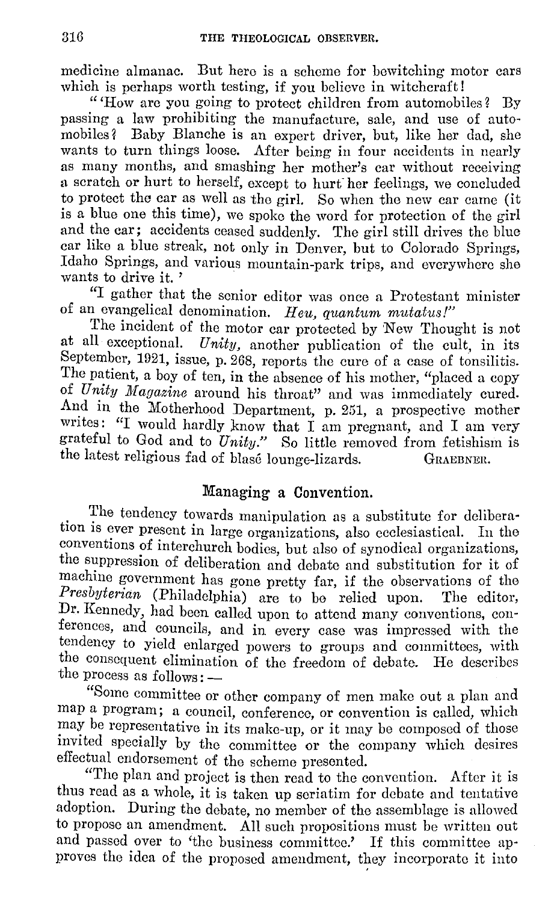medicine almanac. But here is a scheme for bewitching motor cars which is perhaps worth testing, if you believe in witchcraft!

"'How are you going to protect children from automobiles? By passing a law prohibiting the manufacture, sale, and use of automobiles? Baby Blanche is an expert driver, but, like her dad, she wants to turn things loose. After being in four accidents in nearly as many months, and smashing her mother's car without receiving a scratch or hurt to herself, except to hurt her feelings, we concluded to protect the car as well as the girl. So when the new car came (it is a blue one this time), we spoke the word for protection of the girl and the car; accidents ceased suddenly. The girl still drives the blue car like a blue streak, not only in Denver, but to Colorado Springs, Idaho Springs, and various mountain-park trips, and everywhere she wants to drive it.'

"I gather that the senior editor was once a Protestant minister of an evangelical denomination. *Heu, quantum mutatus!*"

The incident of the motor car protected by New Thought is not at all exceptional. *Unity,* another publication of the cult, in its September, 1921, issue, p. 268, reports the cure of a case of tonsilitis. The patient, a boy of ten, in the absence of his mother, "placed a copy of *Unity Magazine* around his throat" and was immediately cured. And in the Motherhood Department, p. 251, a prospective mother writes: "I would hardly know that I am pregnant, and I am very grateful to God and to *Unity.*" So little removed from fetishism is the latest religious fad of blasé lounge-lizards. GRAEBNER.

## Managing a Convention.

The tendency towards manipulation as a substitute for deliberation is ever present in large organizations, also ecclesiastical. In the conventions of interchurch bodies, but also of synodical organizations, the suppression of deliberation and debate and substitution for it of machine government has gone pretty far, if the observations of the *Presbyterian* (Philadelphia) are to be relied upon. The editor, Dr. Kennedy, had been called upon to attend many conventions, conferences, and councils, and in every case was impressed with the tendency to yield enlarged powers to groups and committees, with the consequent elimination of the freedom of debate. He describes the process as follows: —

"Some committee or other company of men make out a plan and map a program; a council, conference, or convention is called, which may be representative in its make-up, or it may be composed of those invited specially by the committee or the company which desires effectual endorsement of the scheme presented.

"The plan and project is then read to the convention. After it is thus read as a whole, it is taken up seriatim for debate and tentative adoption. During the debate, no member of the assemblage is allowed to propose an amendment. All such propositions must be written out and passed over to 'the business committee.' If this committee approves the idea of the proposed amendment, they incorporate it into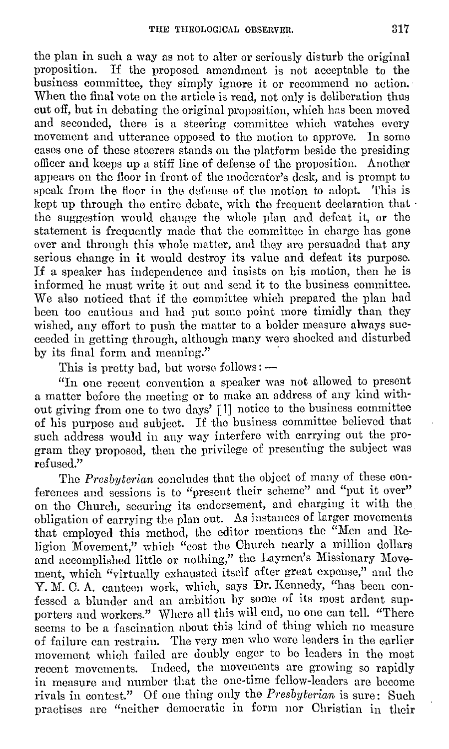the plan in such a way as not to alter or seriously disturb the original proposition. If the proposed amendment is not acceptable to the business committee, they simply ignore it or recommend no action. When the final vote on the article is read, not only is deliberation thus cut off, but in debating the original proposition, which has been moved and seconded, there is a steering committee which watches every movement and utterance opposed to the motion to approve. In some cases one of these steerers stands on the platform beside the presiding officer and keeps up a stiff line of defense of the proposition. Another appears on the floor in front of the moderator's desk, and is prompt to speak from the floor in the defense of the motion to adopt. This is kept up through the entire debate, with the frequent declaration that the suggestion would change the whole plan and defeat it, or the statement is frequently made that the committee in charge has gone over and through this whole matter, and they are persuaded that any serious change in it would destroy its value and defeat its purpose. If a speaker has independence and insists on his motion, then he is informed he must write it out and send it to the business committee. We also noticed that if the committee which prepared the plan had been too cautious and had put some point more timidly than they wished, any effort to push the matter to a bolder measure always succeeded in getting through, although many were shocked and disturbed by its final form and meaning."

This is pretty bad, but worse follows: —

"In one recent convention a speaker was not allowed to present a matter before the meeting or to make an address of any kind without giving from one to two days' [!] notice to the business committee of his purpose and subject. If the business committee believed that such address would in any way interfere with carrying out the program they proposed, then the privilege of presenting the subject was refused."

The *Presbyterian* concludes that the object of many of these conferences and sessions is to "present their scheme" and "put it over" on the Church, securing its endorsement, and charging it with the obligation of carrying the plan out. As instances of larger movements that employed this method, the editor mentions the "Men and Religion Movement," which "cost the Church nearly a million dollars and accomplished little or nothing," the Laymen's Missionary Movement, which "virtually exhausted itself after great expense," and the Y. M. C. A. canteen work, which, says Dr. Kennedy, "has been confessed a blunder and an ambition by some of its most ardent supporters and workers." Where all this will end, no one can tell. "There seems to be a fascination about this kind of thing which no measure of failure can restrain. The very men who were leaders in the earlier movement which failed are doubly eager to be leaders in the most recent movements. Indeed, the movements are growing so rapidly in measure and number that the one-time fellow-leaders are become rivals in contest." Of one thing only the *Presbyterian* is sure: Such practises are "neither democratic in form nor Christian in their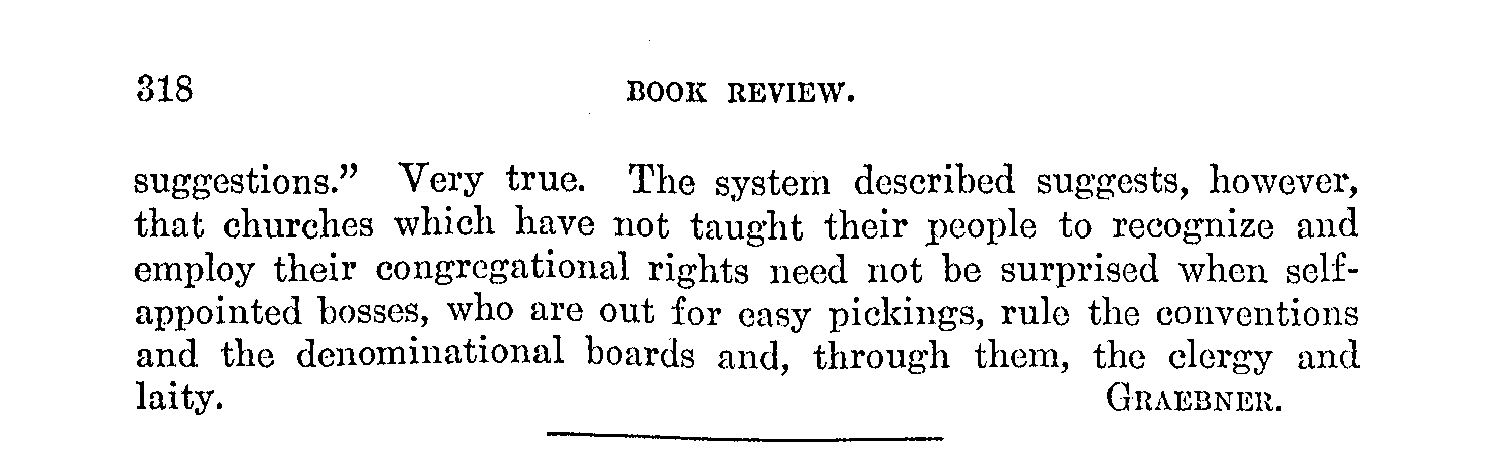suggestions." Very true. The system described suggests, however, that churches which have not taught their people to recognize and employ their congregational rights need not be surprised when self-appointed bosses, who are out for easy pickings, rule the conventions and the denominational boards and, through them, the clergy and laity.

GRAEBNER.